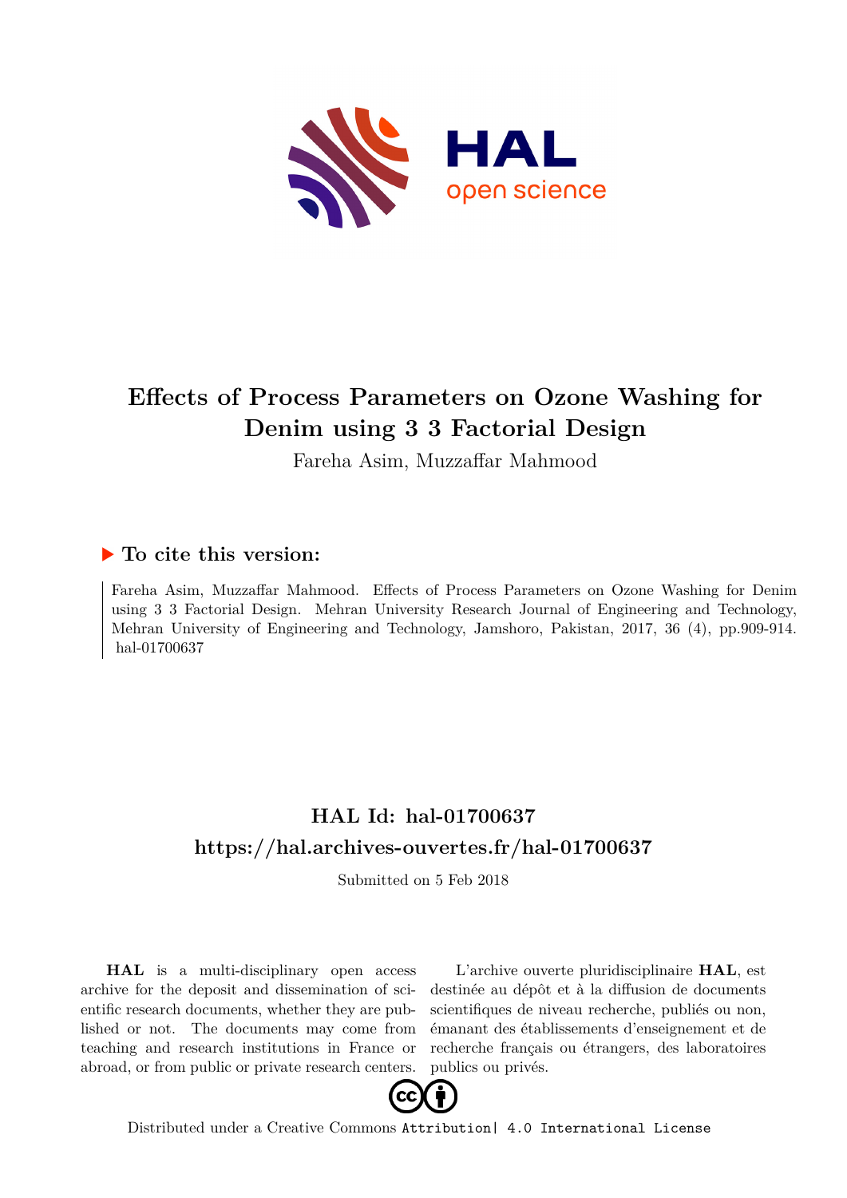# Effects of Process Parameters on Ozone Washing for Denim using 3 3 Factorial Design

Fareha Asim, Muzzaffar Mahmood

## ▶ To cite this version:

Fareha Asim, Muzzaffar Mahmood. Effects of Process Parameters on Ozone Washing for Denim using 3 3 Factorial Design. Mehran University Research Journal of Engineering and Technology, Mehran University of Engineering and Technology, Jamshoro, Pakistan, 2017, 36 (4), pp.909-914. hal-01700637

## HAL Id: hal-01700637

## https://hal.archives-ouvertes.fr/hal-01700637

Submitted on 5 Feb 2018

**HAL** is a multi-disciplinary open access archive for the deposit and dissemination of scientific research documents, whether they are published or not. The documents may come from teaching and research institutions in France or abroad, or from public or private research centers.

L'archive ouverte pluridisciplinaire **HAL**, est destinée au dépôt et à la diffusion de documents scientifiques de niveau recherche, publiés ou non, émanant des établissements d'enseignement et de recherche français ou étrangers, des laboratoires publics ou privés.

Distributed under a Creative Commons Attribution| 4.0 International License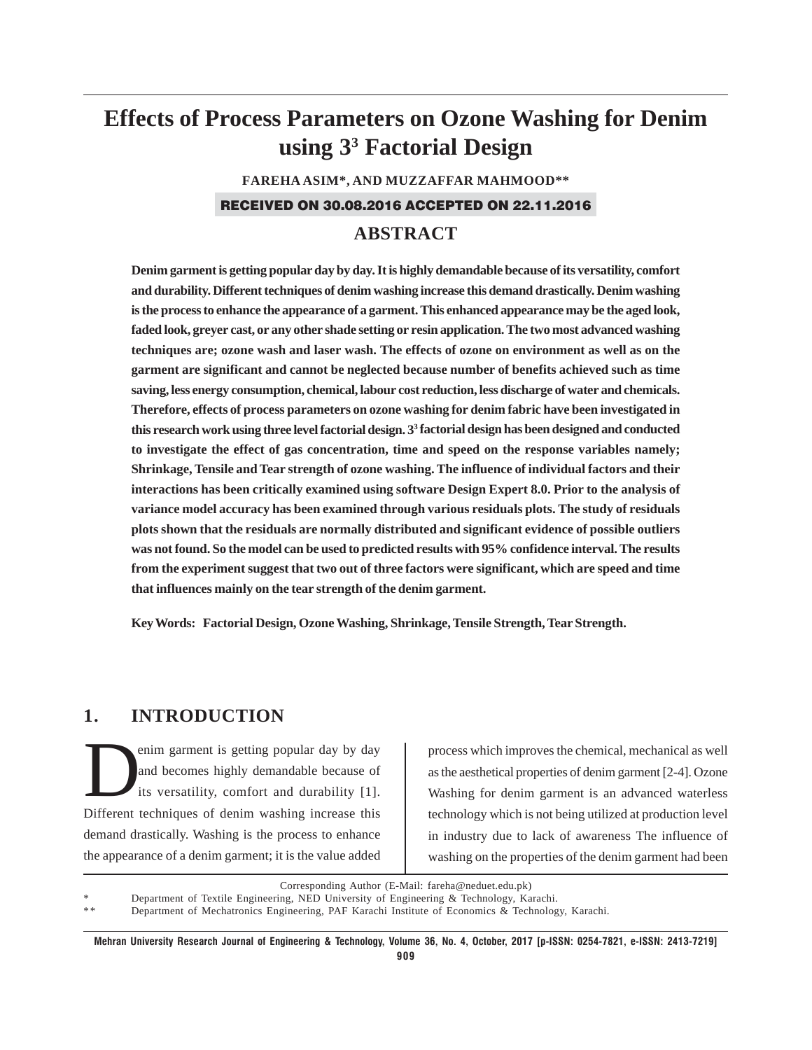# Effects of Process Parameters on Ozone Washing for Denim using $3^3$ Factorial Design

**FAREHA ASIM*, AND MUZZAFFAR MAHMOOD****

**RECEIVED ON 30.08.2016 ACCEPTED ON 22.11.2016**

## ABSTRACT

**Denim garment is getting popular day by day. It is highly demandable because of its versatility, comfort and durability. Different techniques of denim washing increase this demand drastically. Denim washing is the process to enhance the appearance of a garment. This enhanced appearance may be the aged look, faded look, greyer cast, or any other shade setting or resin application. The two most advanced washing techniques are; ozone wash and laser wash. The effects of ozone on environment as well as on the garment are significant and cannot be neglected because number of benefits achieved such as time saving, less energy consumption, chemical, labour cost reduction, less discharge of water and chemicals. Therefore, effects of process parameters on ozone washing for denim fabric have been investigated in this research work using three level factorial design. $3^3$ factorial design has been designed and conducted to investigate the effect of gas concentration, time and speed on the response variables namely; Shrinkage, Tensile and Tear strength of ozone washing. The influence of individual factors and their interactions has been critically examined using software Design Expert 8.0. Prior to the analysis of variance model accuracy has been examined through various residuals plots. The study of residuals plots shown that the residuals are normally distributed and significant evidence of possible outliers was not found. So the model can be used to predicted results with 95% confidence interval. The results from the experiment suggest that two out of three factors were significant, which are speed and time that influences mainly on the tear strength of the denim garment.**

**Key Words: Factorial Design, Ozone Washing, Shrinkage, Tensile Strength, Tear Strength.**

## 1. INTRODUCTION

Denim garment is getting popular day by day and becomes highly demandable because of its versatility, comfort and durability [1]. Different techniques of denim washing increase this demand drastically. Washing is the process to enhance the appearance of a denim garment; it is the value added process which improves the chemical, mechanical as well as the aesthetical properties of denim garment [2-4]. Ozone Washing for denim garment is an advanced waterless technology which is not being utilized at production level in industry due to lack of awareness The influence of washing on the properties of the denim garment had been

Corresponding Author (E-Mail: fareha@neduet.edu.pk)

\* Department of Textile Engineering, NED University of Engineering & Technology, Karachi.

\** Department of Mechatronics Engineering, PAF Karachi Institute of Economics & Technology, Karachi.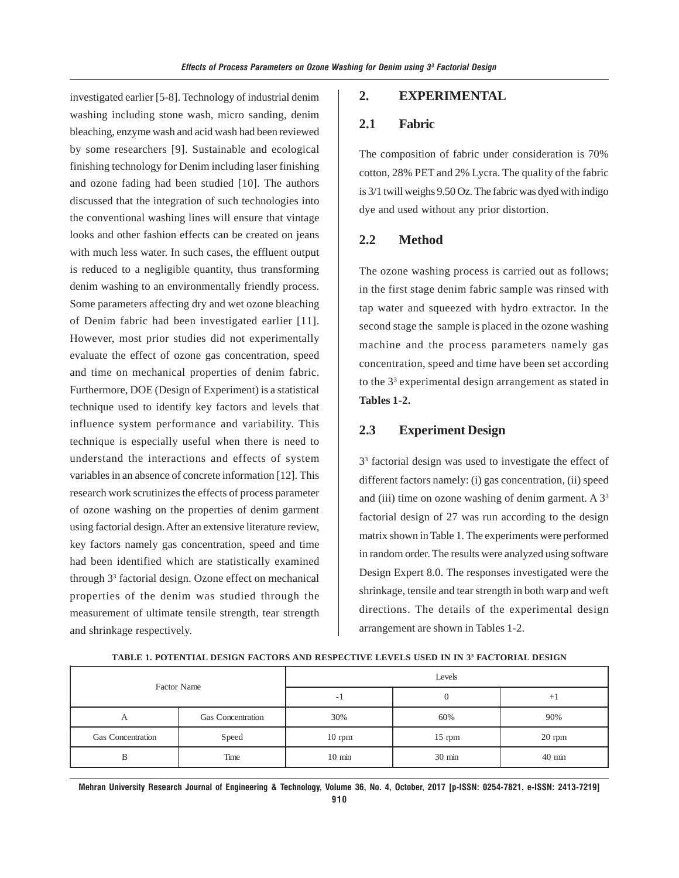investigated earlier [5-8]. Technology of industrial denim washing including stone wash, micro sanding, denim bleaching, enzyme wash and acid wash had been reviewed by some researchers [9]. Sustainable and ecological finishing technology for Denim including laser finishing and ozone fading had been studied [10]. The authors discussed that the integration of such technologies into the conventional washing lines will ensure that vintage looks and other fashion effects can be created on jeans with much less water. In such cases, the effluent output is reduced to a negligible quantity, thus transforming denim washing to an environmentally friendly process. Some parameters affecting dry and wet ozone bleaching of Denim fabric had been investigated earlier [11]. However, most prior studies did not experimentally evaluate the effect of ozone gas concentration, speed and time on mechanical properties of denim fabric. Furthermore, DOE (Design of Experiment) is a statistical technique used to identify key factors and levels that influence system performance and variability. This technique is especially useful when there is need to understand the interactions and effects of system variables in an absence of concrete information [12]. This research work scrutinizes the effects of process parameter of ozone washing on the properties of denim garment using factorial design. After an extensive literature review, key factors namely gas concentration, speed and time had been identified which are statistically examined through $3^3$ factorial design. Ozone effect on mechanical properties of the denim was studied through the measurement of ultimate tensile strength, tear strength and shrinkage respectively.

## 2. EXPERIMENTAL

### 2.1 Fabric

The composition of fabric under consideration is 70% cotton, 28% PET and 2% Lycra. The quality of the fabric is 3/1 twill weighs 9.50 Oz. The fabric was dyed with indigo dye and used without any prior distortion.

### 2.2 Method

The ozone washing process is carried out as follows; in the first stage denim fabric sample was rinsed with tap water and squeezed with hydro extractor. In the second stage the sample is placed in the ozone washing machine and the process parameters namely gas concentration, speed and time have been set according to the $3^3$ experimental design arrangement as stated in **Tables 1-2.**

### 2.3 Experiment Design

$3^3$ factorial design was used to investigate the effect of different factors namely: (i) gas concentration, (ii) speed and (iii) time on ozone washing of denim garment. A $3^3$ factorial design of 27 was run according to the design matrix shown in Table 1. The experiments were performed in random order. The results were analyzed using software Design Expert 8.0. The responses investigated were the shrinkage, tensile and tear strength in both warp and weft directions. The details of the experimental design arrangement are shown in Tables 1-2.

**TABLE 1. POTENTIAL DESIGN FACTORS AND RESPECTIVE LEVELS USED IN IN $3^3$ FACTORIAL DESIGN**

| Factor Name | | Levels | | |
|---|---|---|---|---|
| | | -1 | 0 | +1 |
| A | Gas Concentration | 30% | 60% | 90% |
| Gas Concentration | Speed | 10 rpm | 15 rpm | 20 rpm |
| B | Time | 10 min | 30 min | 40 min |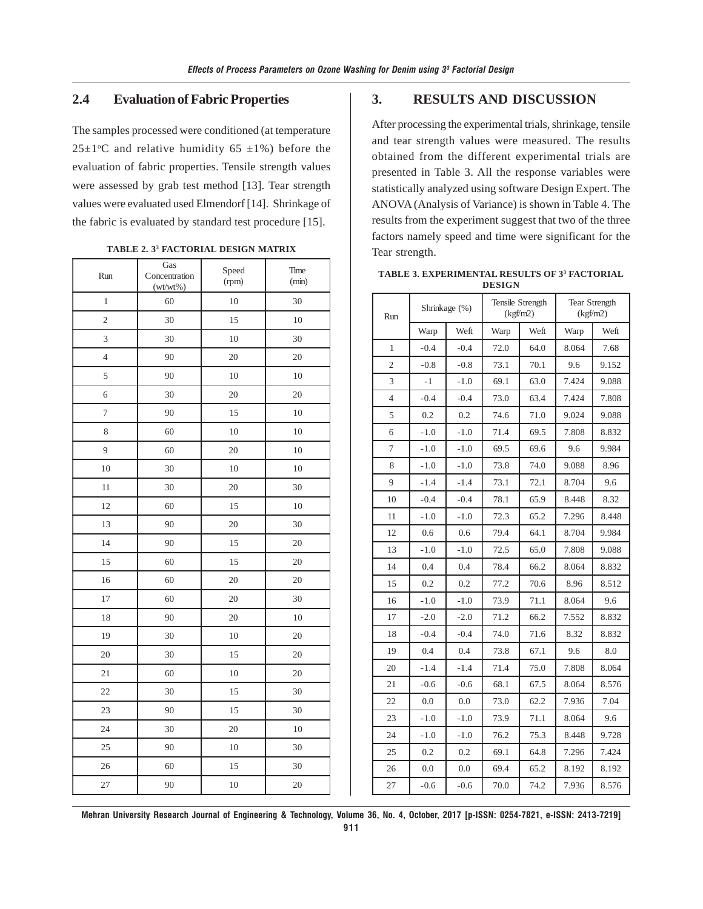## 2.4 Evaluation of Fabric Properties

The samples processed were conditioned (at temperature 25±1°C and relative humidity 65 ±1%) before the evaluation of fabric properties. Tensile strength values were assessed by grab test method [13]. Tear strength values were evaluated used Elmendorf [14]. Shrinkage of the fabric is evaluated by standard test procedure [15].

**TABLE 2. 3[3] FACTORIAL DESIGN MATRIX**

| Run | Gas Concentration (wt/wt%) | Speed (rpm) | Time (min) |
|---|---|---|---|
| 1 | 60 | 10 | 30 |
| 2 | 30 | 15 | 10 |
| 3 | 30 | 10 | 30 |
| 4 | 90 | 20 | 20 |
| 5 | 90 | 10 | 10 |
| 6 | 30 | 20 | 20 |
| 7 | 90 | 15 | 10 |
| 8 | 60 | 10 | 10 |
| 9 | 60 | 20 | 10 |
| 10 | 30 | 10 | 10 |
| 11 | 30 | 20 | 30 |
| 12 | 60 | 15 | 10 |
| 13 | 90 | 20 | 30 |
| 14 | 90 | 15 | 20 |
| 15 | 60 | 15 | 20 |
| 16 | 60 | 20 | 20 |
| 17 | 60 | 20 | 30 |
| 18 | 90 | 20 | 10 |
| 19 | 30 | 10 | 20 |
| 20 | 30 | 15 | 20 |
| 21 | 60 | 10 | 20 |
| 22 | 30 | 15 | 30 |
| 23 | 90 | 15 | 30 |
| 24 | 30 | 20 | 10 |
| 25 | 90 | 10 | 30 |
| 26 | 60 | 15 | 30 |
| 27 | 90 | 10 | 20 |

## 3. RESULTS AND DISCUSSION

After processing the experimental trials, shrinkage, tensile and tear strength values were measured. The results obtained from the different experimental trials are presented in Table 3. All the response variables were statistically analyzed using software Design Expert. The ANOVA (Analysis of Variance) is shown in Table 4. The results from the experiment suggest that two of the three factors namely speed and time were significant for the Tear strength.

**TABLE 3. EXPERIMENTAL RESULTS OF 3[3] FACTORIAL DESIGN**

| Run | Shrinkage (%) | | Tensile Strength (kgf/m2) | | Tear Strength (kgf/m2) | |
|---|---|---|---|---|---|---|
| | Warp | Weft | Warp | Weft | Warp | Weft |
| 1 | -0.4 | -0.4 | 72.0 | 64.0 | 8.064 | 7.68 |
| 2 | -0.8 | -0.8 | 73.1 | 70.1 | 9.6 | 9.152 |
| 3 | -1 | -1.0 | 69.1 | 63.0 | 7.424 | 9.088 |
| 4 | -0.4 | -0.4 | 73.0 | 63.4 | 7.424 | 7.808 |
| 5 | 0.2 | 0.2 | 74.6 | 71.0 | 9.024 | 9.088 |
| 6 | -1.0 | -1.0 | 71.4 | 69.5 | 7.808 | 8.832 |
| 7 | -1.0 | -1.0 | 69.5 | 69.6 | 9.6 | 9.984 |
| 8 | -1.0 | -1.0 | 73.8 | 74.0 | 9.088 | 8.96 |
| 9 | -1.4 | -1.4 | 73.1 | 72.1 | 8.704 | 9.6 |
| 10 | -0.4 | -0.4 | 78.1 | 65.9 | 8.448 | 8.32 |
| 11 | -1.0 | -1.0 | 72.3 | 65.2 | 7.296 | 8.448 |
| 12 | 0.6 | 0.6 | 79.4 | 64.1 | 8.704 | 9.984 |
| 13 | -1.0 | -1.0 | 72.5 | 65.0 | 7.808 | 9.088 |
| 14 | 0.4 | 0.4 | 78.4 | 66.2 | 8.064 | 8.832 |
| 15 | 0.2 | 0.2 | 77.2 | 70.6 | 8.96 | 8.512 |
| 16 | -1.0 | -1.0 | 73.9 | 71.1 | 8.064 | 9.6 |
| 17 | -2.0 | -2.0 | 71.2 | 66.2 | 7.552 | 8.832 |
| 18 | -0.4 | -0.4 | 74.0 | 71.6 | 8.32 | 8.832 |
| 19 | 0.4 | 0.4 | 73.8 | 67.1 | 9.6 | 8.0 |
| 20 | -1.4 | -1.4 | 71.4 | 75.0 | 7.808 | 8.064 |
| 21 | -0.6 | -0.6 | 68.1 | 67.5 | 8.064 | 8.576 |
| 22 | 0.0 | 0.0 | 73.0 | 62.2 | 7.936 | 7.04 |
| 23 | -1.0 | -1.0 | 73.9 | 71.1 | 8.064 | 9.6 |
| 24 | -1.0 | -1.0 | 76.2 | 75.3 | 8.448 | 9.728 |
| 25 | 0.2 | 0.2 | 69.1 | 64.8 | 7.296 | 7.424 |
| 26 | 0.0 | 0.0 | 69.4 | 65.2 | 8.192 | 8.192 |
| 27 | -0.6 | -0.6 | 70.0 | 74.2 | 7.936 | 8.576 |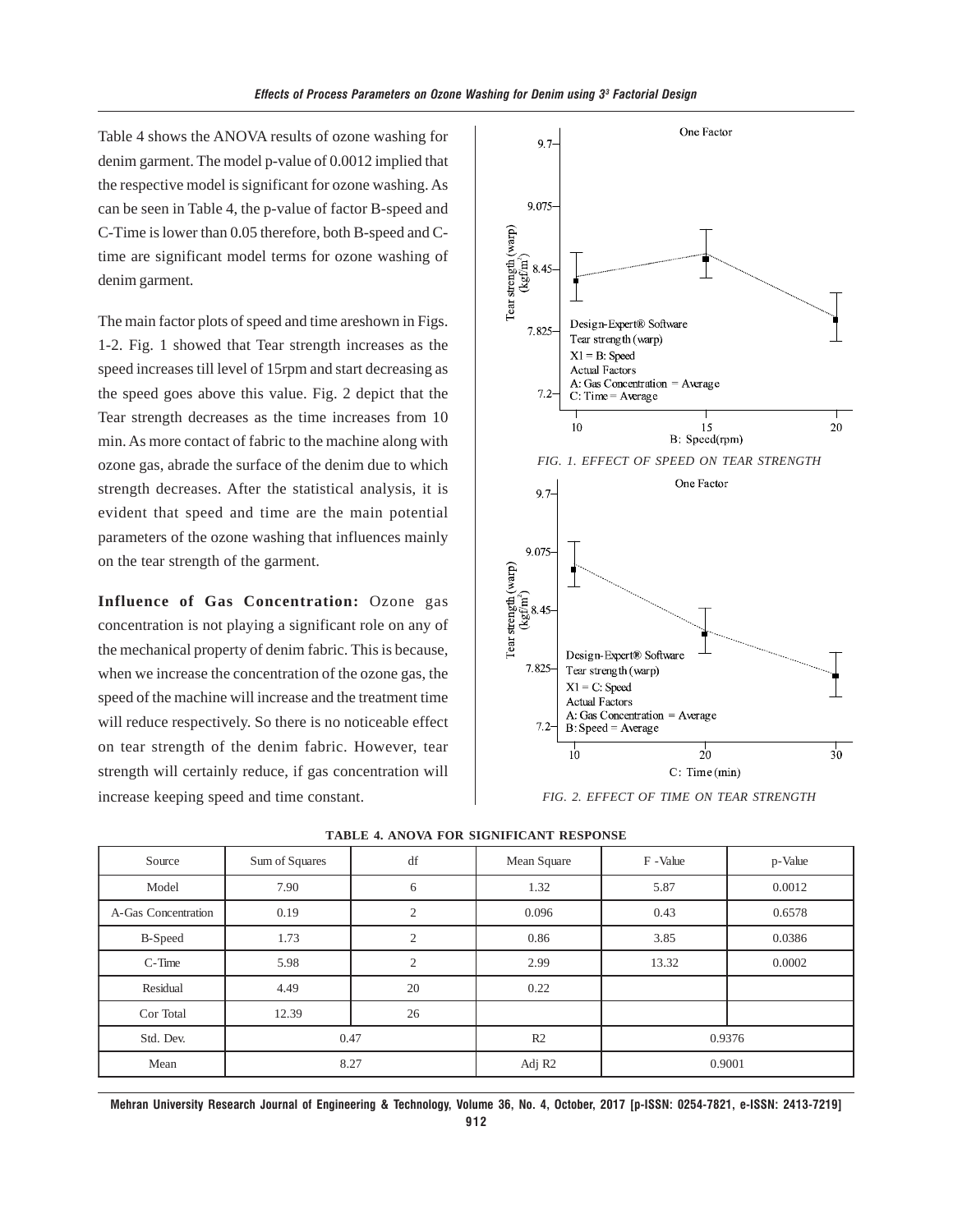Table 4 shows the ANOVA results of ozone washing for denim garment. The model p-value of 0.0012 implied that the respective model is significant for ozone washing. As can be seen in Table 4, the p-value of factor B-speed and C-Time is lower than 0.05 therefore, both B-speed and C-time are significant model terms for ozone washing of denim garment.

The main factor plots of speed and time areshown in Figs. 1-2. Fig. 1 showed that Tear strength increases as the speed increases till level of 15rpm and start decreasing as the speed goes above this value. Fig. 2 depict that the Tear strength decreases as the time increases from 10 min. As more contact of fabric to the machine along with ozone gas, abrade the surface of the denim due to which strength decreases. After the statistical analysis, it is evident that speed and time are the main potential parameters of the ozone washing that influences mainly on the tear strength of the garment.

**Influence of Gas Concentration:** Ozone gas concentration is not playing a significant role on any of the mechanical property of denim fabric. This is because, when we increase the concentration of the ozone gas, the speed of the machine will increase and the treatment time will reduce respectively. So there is no noticeable effect on tear strength of the denim fabric. However, tear strength will certainly reduce, if gas concentration will increase keeping speed and time constant.

*FIG. 1. EFFECT OF SPEED ON TEAR STRENGTH*

*FIG. 2. EFFECT OF TIME ON TEAR STRENGTH*

**TABLE 4. ANOVA FOR SIGNIFICANT RESPONSE**

| Source | Sum of Squares | df | Mean Square | F -Value | p-Value |
|---|---|---|---|---|---|
| Model | 7.90 | 6 | 1.32 | 5.87 | 0.0012 |
| A-Gas Concentration | 0.19 | 2 | 0.096 | 0.43 | 0.6578 |
| B-Speed | 1.73 | 2 | 0.86 | 3.85 | 0.0386 |
| C-Time | 5.98 | 2 | 2.99 | 13.32 | 0.0002 |
| Residual | 4.49 | 20 | 0.22 | | |
| Cor Total | 12.39 | 26 | | | |
| Std. Dev. | 0.47 | | R2 | 0.9376 | |
| Mean | 8.27 | | Adj R2 | 0.9001 | |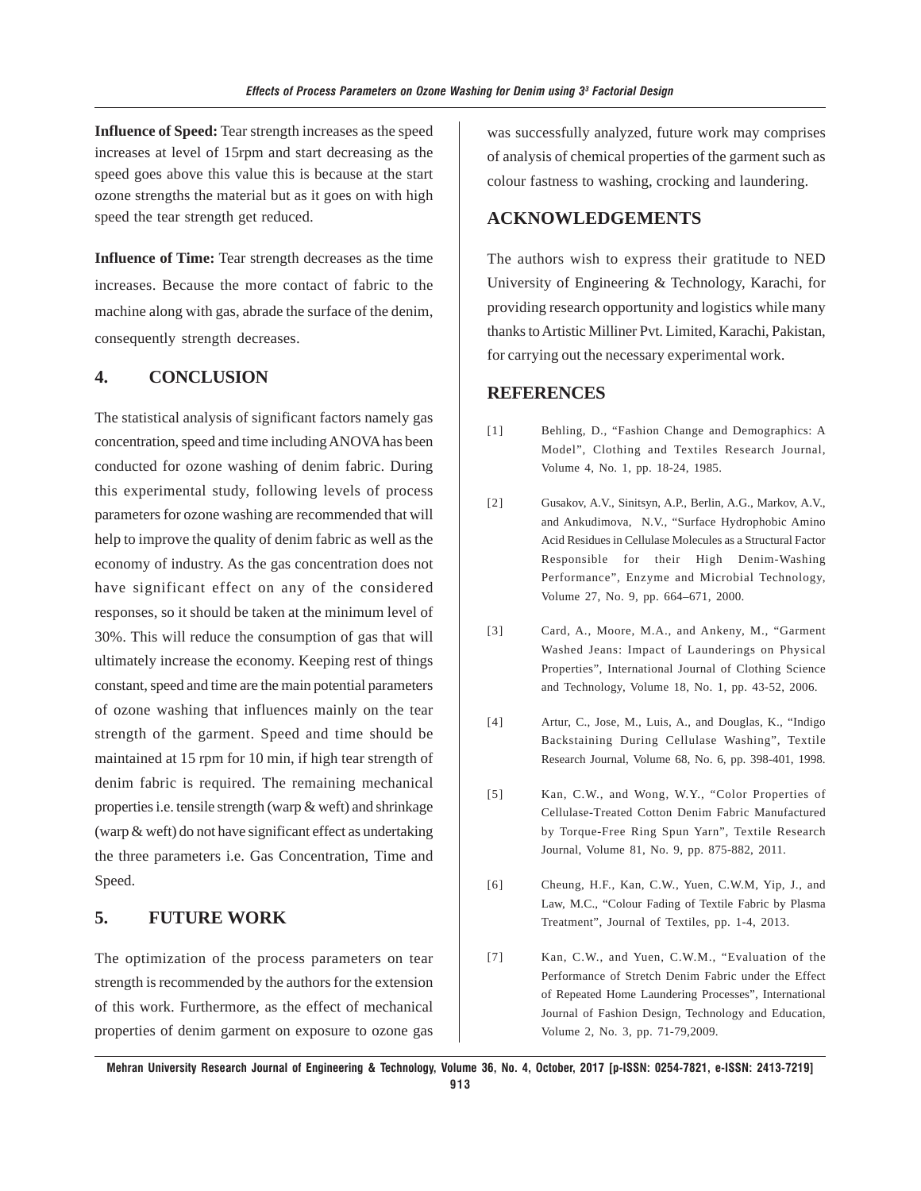**Influence of Speed:** Tear strength increases as the speed increases at level of 15rpm and start decreasing as the speed goes above this value this is because at the start ozone strengths the material but as it goes on with high speed the tear strength get reduced.

**Influence of Time:** Tear strength decreases as the time increases. Because the more contact of fabric to the machine along with gas, abrade the surface of the denim, consequently strength decreases.

## 4. CONCLUSION

The statistical analysis of significant factors namely gas concentration, speed and time including ANOVA has been conducted for ozone washing of denim fabric. During this experimental study, following levels of process parameters for ozone washing are recommended that will help to improve the quality of denim fabric as well as the economy of industry. As the gas concentration does not have significant effect on any of the considered responses, so it should be taken at the minimum level of 30%. This will reduce the consumption of gas that will ultimately increase the economy. Keeping rest of things constant, speed and time are the main potential parameters of ozone washing that influences mainly on the tear strength of the garment. Speed and time should be maintained at 15 rpm for 10 min, if high tear strength of denim fabric is required. The remaining mechanical properties i.e. tensile strength (warp & weft) and shrinkage (warp & weft) do not have significant effect as undertaking the three parameters i.e. Gas Concentration, Time and Speed.

## 5. FUTURE WORK

The optimization of the process parameters on tear strength is recommended by the authors for the extension of this work. Furthermore, as the effect of mechanical properties of denim garment on exposure to ozone gas was successfully analyzed, future work may comprises of analysis of chemical properties of the garment such as colour fastness to washing, crocking and laundering.

## ACKNOWLEDGEMENTS

The authors wish to express their gratitude to NED University of Engineering & Technology, Karachi, for providing research opportunity and logistics while many thanks to Artistic Milliner Pvt. Limited, Karachi, Pakistan, for carrying out the necessary experimental work.

## REFERENCES

[1] Behling, D., "Fashion Change and Demographics: A Model", Clothing and Textiles Research Journal, Volume 4, No. 1, pp. 18-24, 1985.

[2] Gusakov, A.V., Sinitsyn, A.P., Berlin, A.G., Markov, A.V., and Ankudimova, N.V., "Surface Hydrophobic Amino Acid Residues in Cellulase Molecules as a Structural Factor Responsible for their High Denim-Washing Performance", Enzyme and Microbial Technology, Volume 27, No. 9, pp. 664–671, 2000.

[3] Card, A., Moore, M.A., and Ankeny, M., "Garment Washed Jeans: Impact of Launderings on Physical Properties", International Journal of Clothing Science and Technology, Volume 18, No. 1, pp. 43-52, 2006.

[4] Artur, C., Jose, M., Luis, A., and Douglas, K., "Indigo Backstaining During Cellulase Washing", Textile Research Journal, Volume 68, No. 6, pp. 398-401, 1998.

[5] Kan, C.W., and Wong, W.Y., "Color Properties of Cellulase-Treated Cotton Denim Fabric Manufactured by Torque-Free Ring Spun Yarn", Textile Research Journal, Volume 81, No. 9, pp. 875-882, 2011.

[6] Cheung, H.F., Kan, C.W., Yuen, C.W.M, Yip, J., and Law, M.C., "Colour Fading of Textile Fabric by Plasma Treatment", Journal of Textiles, pp. 1-4, 2013.

[7] Kan, C.W., and Yuen, C.W.M., "Evaluation of the Performance of Stretch Denim Fabric under the Effect of Repeated Home Laundering Processes", International Journal of Fashion Design, Technology and Education, Volume 2, No. 3, pp. 71-79,2009.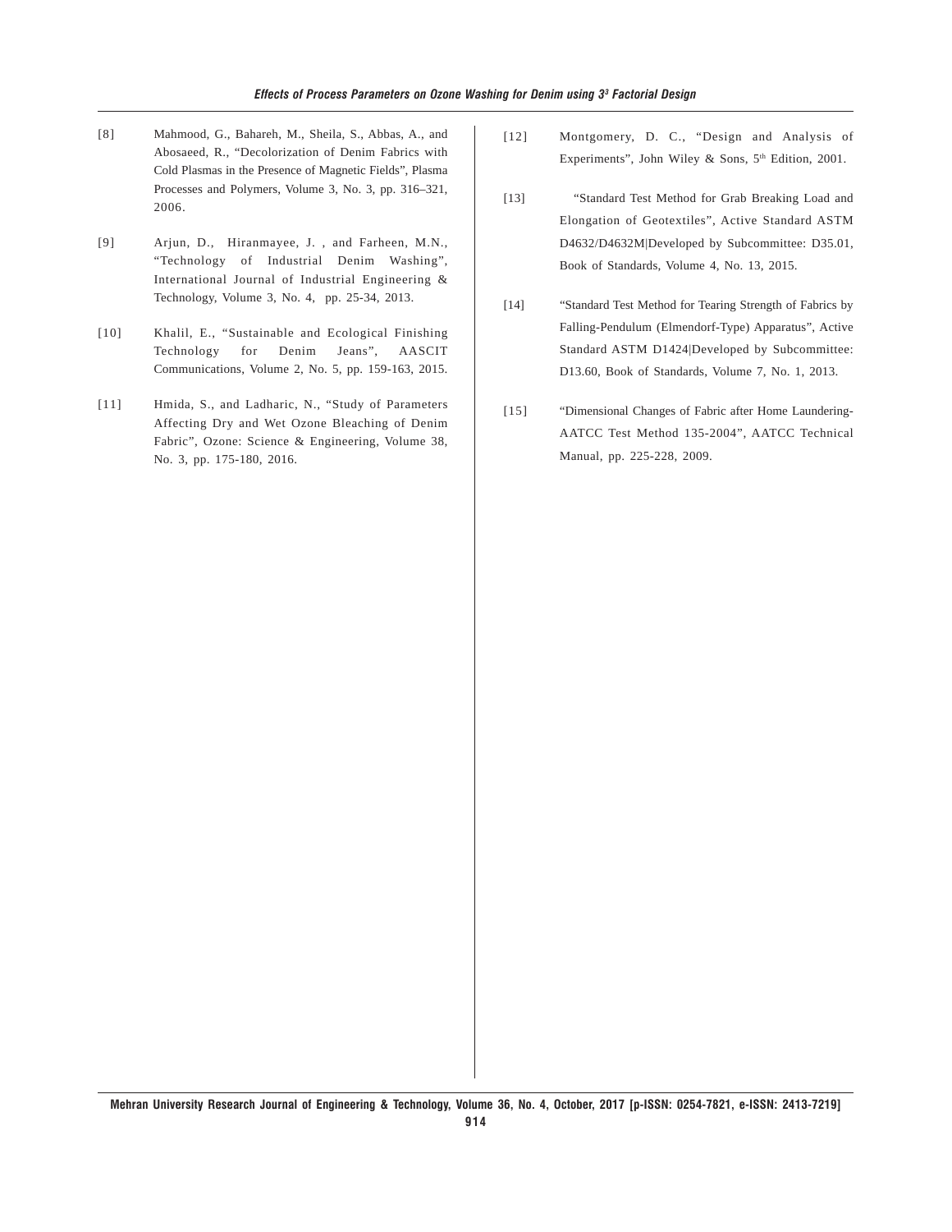[8] Mahmood, G., Bahareh, M., Sheila, S., Abbas, A., and Abosaeed, R., "Decolorization of Denim Fabrics with Cold Plasmas in the Presence of Magnetic Fields", Plasma Processes and Polymers, Volume 3, No. 3, pp. 316–321, 2006.

[9] Arjun, D., Hiranmayee, J. , and Farheen, M.N., "Technology of Industrial Denim Washing", International Journal of Industrial Engineering & Technology, Volume 3, No. 4, pp. 25-34, 2013.

[10] Khalil, E., "Sustainable and Ecological Finishing Technology for Denim Jeans", AASCIT Communications, Volume 2, No. 5, pp. 159-163, 2015.

[11] Hmida, S., and Ladharic, N., "Study of Parameters Affecting Dry and Wet Ozone Bleaching of Denim Fabric", Ozone: Science & Engineering, Volume 38, No. 3, pp. 175-180, 2016.

[12] Montgomery, D. C., "Design and Analysis of Experiments", John Wiley & Sons, 5th Edition, 2001.

[13] "Standard Test Method for Grab Breaking Load and Elongation of Geotextiles", Active Standard ASTM D4632/D4632M|Developed by Subcommittee: D35.01, Book of Standards, Volume 4, No. 13, 2015.

[14] "Standard Test Method for Tearing Strength of Fabrics by Falling-Pendulum (Elmendorf-Type) Apparatus", Active Standard ASTM D1424|Developed by Subcommittee: D13.60, Book of Standards, Volume 7, No. 1, 2013.

[15] "Dimensional Changes of Fabric after Home Laundering-AATCC Test Method 135-2004", AATCC Technical Manual, pp. 225-228, 2009.